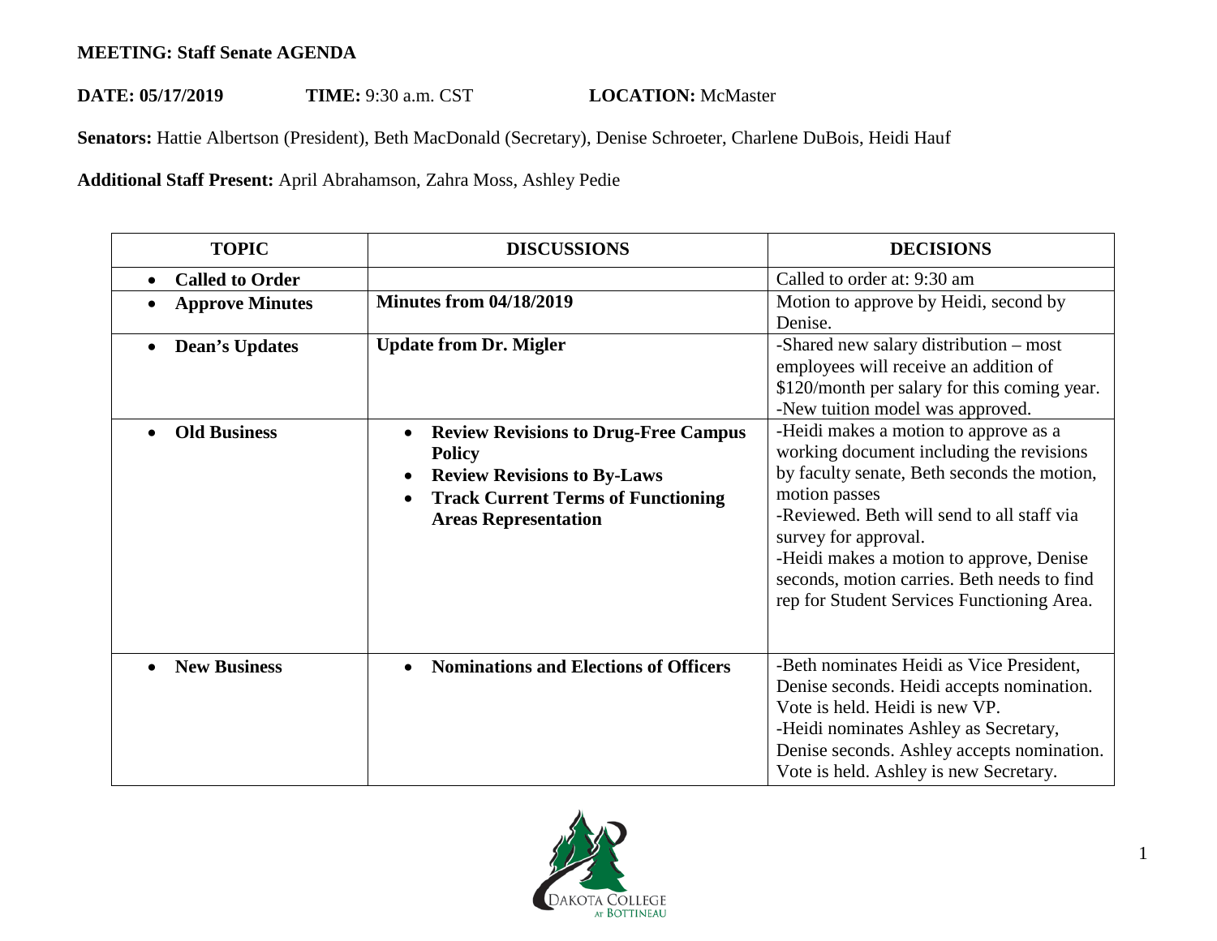**MEETING: Staff Senate AGENDA**

**DATE: 05/17/2019** **TIME:** 9:30 a.m. CST **LOCATION:** McMaster

**Senators:** Hattie Albertson (President), Beth MacDonald (Secretary), Denise Schroeter, Charlene DuBois, Heidi Hauf

**Additional Staff Present:** April Abrahamson, Zahra Moss, Ashley Pedie

| TOPIC | DISCUSSIONS | DECISIONS |
|---|---|---|
| • **Called to Order** | | Called to order at: 9:30 am |
| • **Approve Minutes** | **Minutes from 04/18/2019** | Motion to approve by Heidi, second by Denise. |
| • **Dean's Updates** | **Update from Dr. Migler** | -Shared new salary distribution – most employees will receive an addition of $120/month per salary for this coming year.<br>-New tuition model was approved. |
| • **Old Business** | • **Review Revisions to Drug-Free Campus Policy**<br>• **Review Revisions to By-Laws**<br>• **Track Current Terms of Functioning Areas Representation** | -Heidi makes a motion to approve as a working document including the revisions by faculty senate, Beth seconds the motion, motion passes<br>-Reviewed. Beth will send to all staff via survey for approval.<br>-Heidi makes a motion to approve, Denise seconds, motion carries. Beth needs to find rep for Student Services Functioning Area. |
| • **New Business** | • **Nominations and Elections of Officers** | -Beth nominates Heidi as Vice President, Denise seconds. Heidi accepts nomination. Vote is held. Heidi is new VP.<br>-Heidi nominates Ashley as Secretary, Denise seconds. Ashley accepts nomination. Vote is held. Ashley is new Secretary. |

DAKOTA COLLEGE AT BOTTINEAU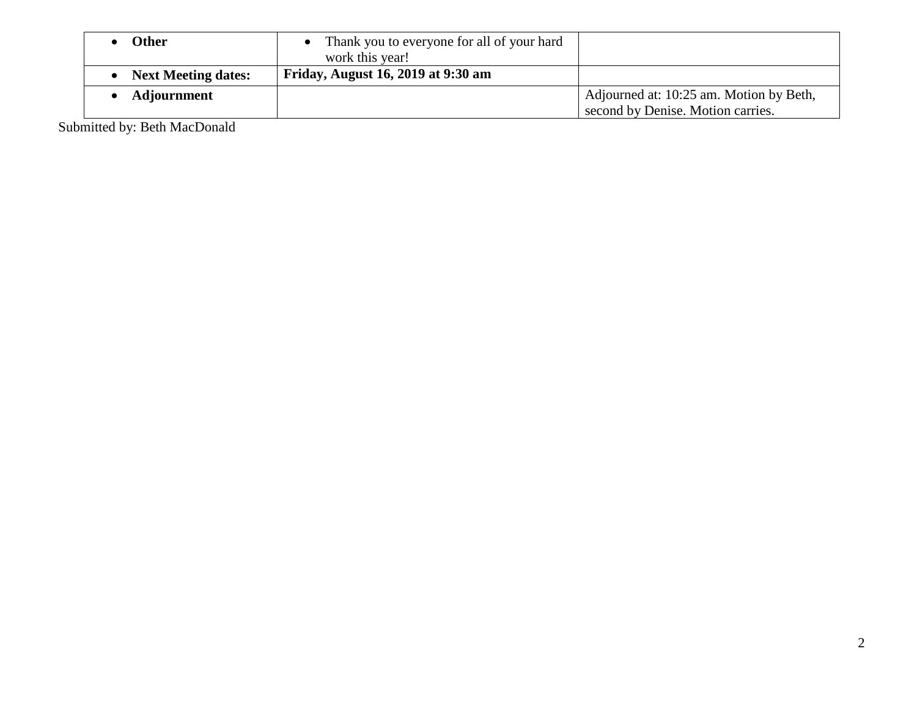| | | |
|---|---|---|
| • **Other** | • Thank you to everyone for all of your hard work this year! | |
| • **Next Meeting dates:** | **Friday, August 16, 2019 at 9:30 am** | |
| • **Adjournment** | | Adjourned at: 10:25 am. Motion by Beth, second by Denise. Motion carries. |

Submitted by: Beth MacDonald